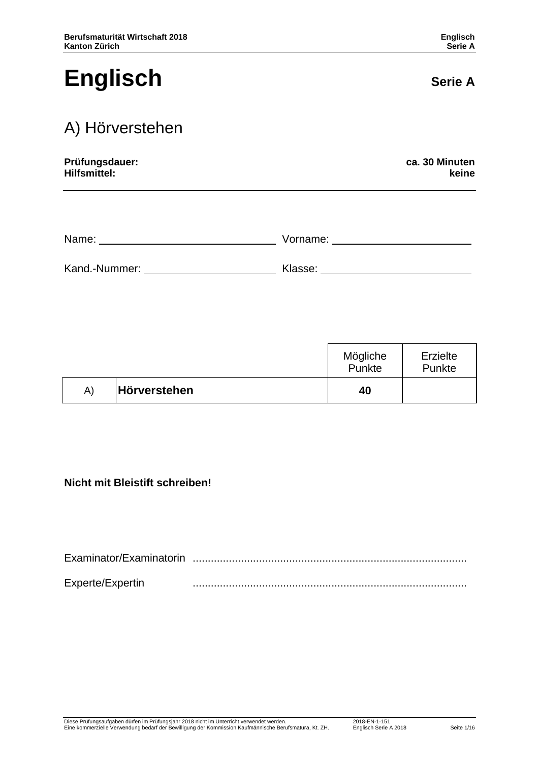# Englisch

**Serie A**

## A) Hörverstehen

**Prüfungsdauer:** **ca. 30 Minuten**
**Hilfsmittel:** **keine**

Name: ______________________________ Vorname: ________________________

Kand.-Nummer: ______________________ Klasse: __________________________

| | | Mögliche Punkte | Erzielte Punkte |
|---|---|---|---|
| A) | **Hörverstehen** | **40** | |

**Nicht mit Bleistift schreiben!**

Examinator/Examinatorin .........................................................................................

Experte/Expertin .........................................................................................

Diese Prüfungsaufgaben dürfen im Prüfungsjahr 2018 nicht im Unterricht verwendet werden.
Eine kommerzielle Verwendung bedarf der Bewilligung der Kommission Kaufmännische Berufsmatura, Kt. ZH.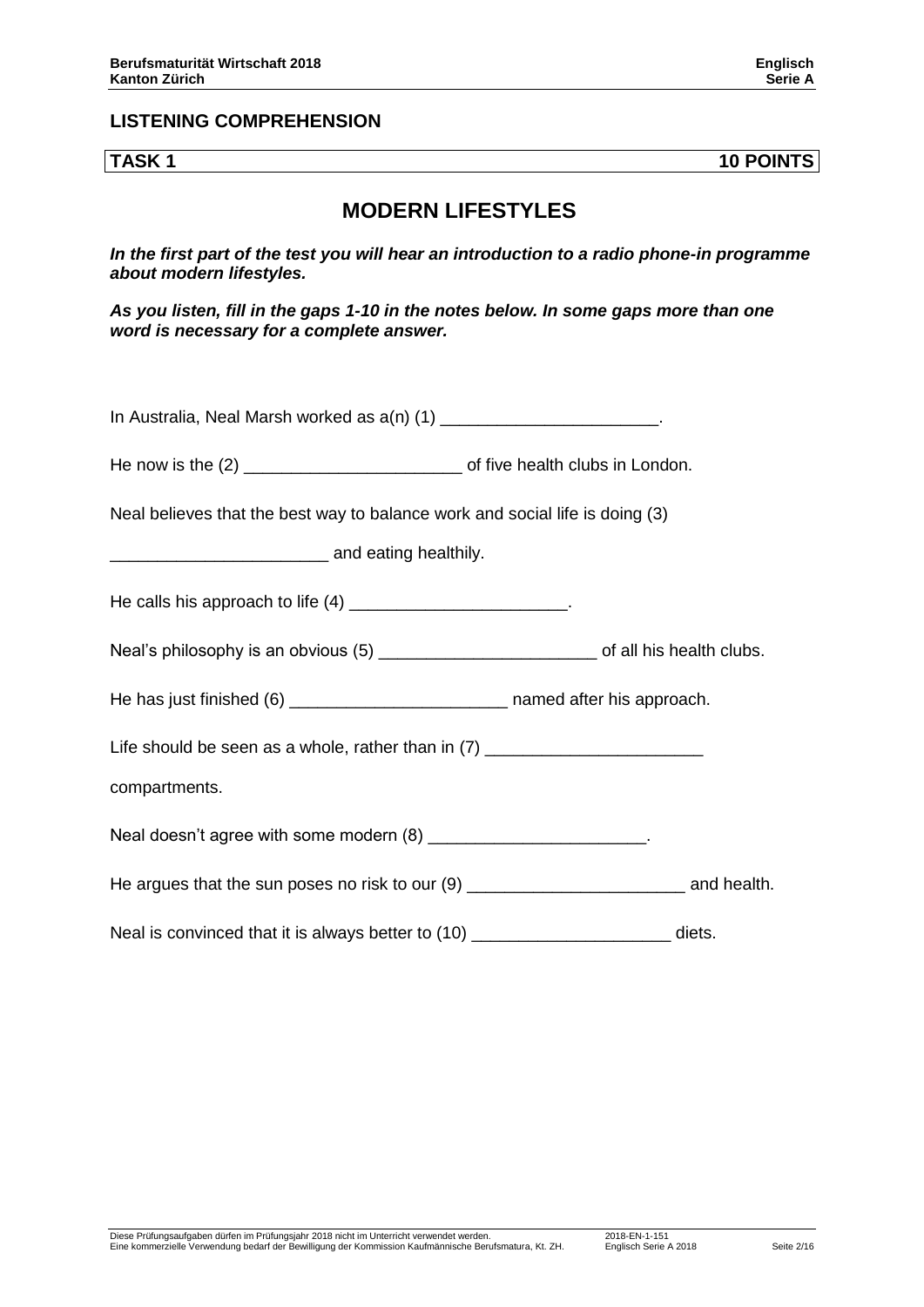## LISTENING COMPREHENSION

**TASK 1 — 10 POINTS**

# MODERN LIFESTYLES

***In the first part of the test you will hear an introduction to a radio phone-in programme about modern lifestyles.***

***As you listen, fill in the gaps 1-10 in the notes below. In some gaps more than one word is necessary for a complete answer.***

In Australia, Neal Marsh worked as a(n) (1) _______________________.

He now is the (2) _______________________ of five health clubs in London.

Neal believes that the best way to balance work and social life is doing (3) _______________________ and eating healthily.

He calls his approach to life (4) _______________________.

Neal's philosophy is an obvious (5) _______________________ of all his health clubs.

He has just finished (6) _______________________ named after his approach.

Life should be seen as a whole, rather than in (7) _______________________ compartments.

Neal doesn't agree with some modern (8) _______________________.

He argues that the sun poses no risk to our (9) _______________________ and health.

Neal is convinced that it is always better to (10) _____________________ diets.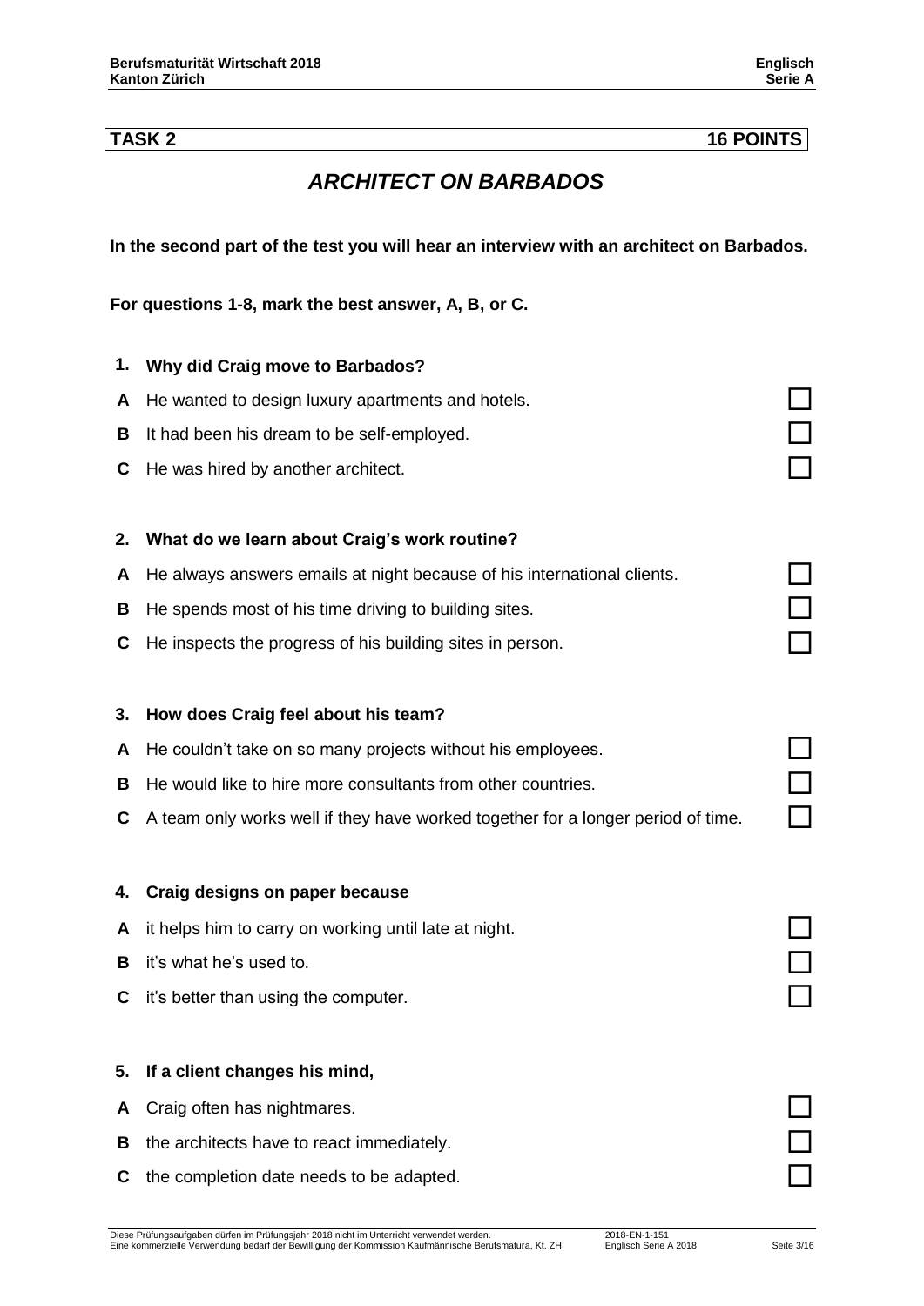**TASK 2** **16 POINTS**

## *ARCHITECT ON BARBADOS*

**In the second part of the test you will hear an interview with an architect on Barbados.**

**For questions 1-8, mark the best answer, A, B, or C.**

**1. Why did Craig move to Barbados?**

**A** He wanted to design luxury apartments and hotels. ☐

**B** It had been his dream to be self-employed. ☐

**C** He was hired by another architect. ☐

**2. What do we learn about Craig's work routine?**

**A** He always answers emails at night because of his international clients. ☐

**B** He spends most of his time driving to building sites. ☐

**C** He inspects the progress of his building sites in person. ☐

**3. How does Craig feel about his team?**

**A** He couldn't take on so many projects without his employees. ☐

**B** He would like to hire more consultants from other countries. ☐

**C** A team only works well if they have worked together for a longer period of time. ☐

**4. Craig designs on paper because**

**A** it helps him to carry on working until late at night. ☐

**B** it's what he's used to. ☐

**C** it's better than using the computer. ☐

**5. If a client changes his mind,**

**A** Craig often has nightmares. ☐

**B** the architects have to react immediately. ☐

**C** the completion date needs to be adapted. ☐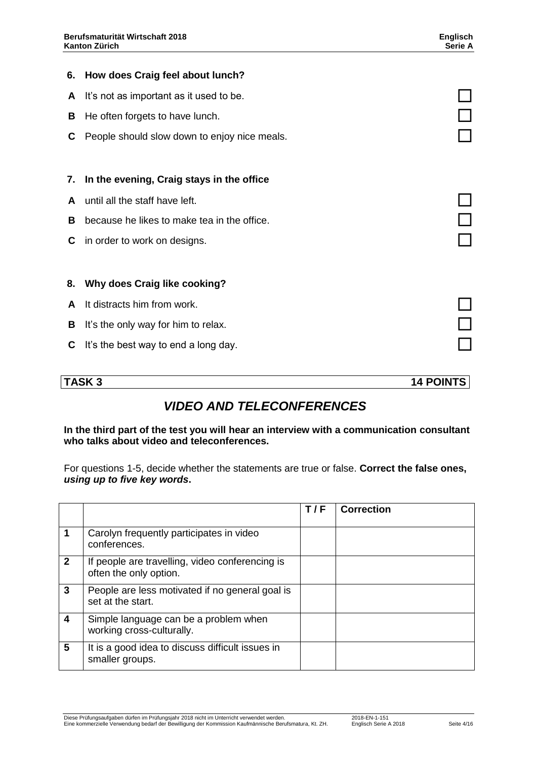**6. How does Craig feel about lunch?**

**A** It's not as important as it used to be. ☐

**B** He often forgets to have lunch. ☐

**C** People should slow down to enjoy nice meals. ☐

**7. In the evening, Craig stays in the office**

**A** until all the staff have left. ☐

**B** because he likes to make tea in the office. ☐

**C** in order to work on designs. ☐

**8. Why does Craig like cooking?**

**A** It distracts him from work. ☐

**B** It's the only way for him to relax. ☐

**C** It's the best way to end a long day. ☐

**TASK 3** **14 POINTS**

## *VIDEO AND TELECONFERENCES*

**In the third part of the test you will hear an interview with a communication consultant who talks about video and teleconferences.**

For questions 1-5, decide whether the statements are true or false. **Correct the false ones, *using up to five key words*.**

| | | T / F | Correction |
|---|---|---|---|
| 1 | Carolyn frequently participates in video conferences. | | |
| 2 | If people are travelling, video conferencing is often the only option. | | |
| 3 | People are less motivated if no general goal is set at the start. | | |
| 4 | Simple language can be a problem when working cross-culturally. | | |
| 5 | It is a good idea to discuss difficult issues in smaller groups. | | |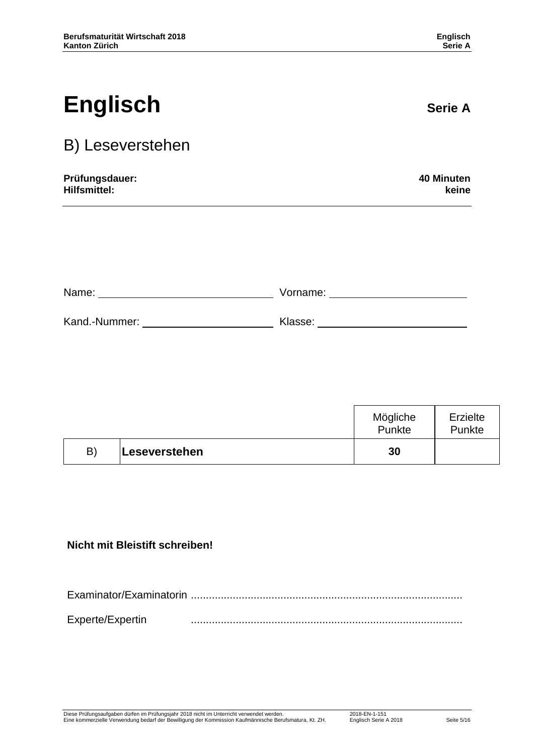# Englisch **Serie A**

## B) Leseverstehen

**Prüfungsdauer:** **40 Minuten**
**Hilfsmittel:** **keine**

Name: ______________________ Vorname: ______________________

Kand.-Nummer: ______________________ Klasse: ______________________

| | | Mögliche Punkte | Erzielte Punkte |
|---|---|---|---|
| B) | **Leseverstehen** | **30** | |

**Nicht mit Bleistift schreiben!**

Examinator/Examinatorin ..........................................................................................

Experte/Expertin ..........................................................................................

Diese Prüfungsaufgaben dürfen im Prüfungsjahr 2018 nicht im Unterricht verwendet werden.
Eine kommerzielle Verwendung bedarf der Bewilligung der Kommission Kaufmännische Berufsmatura, Kt. ZH.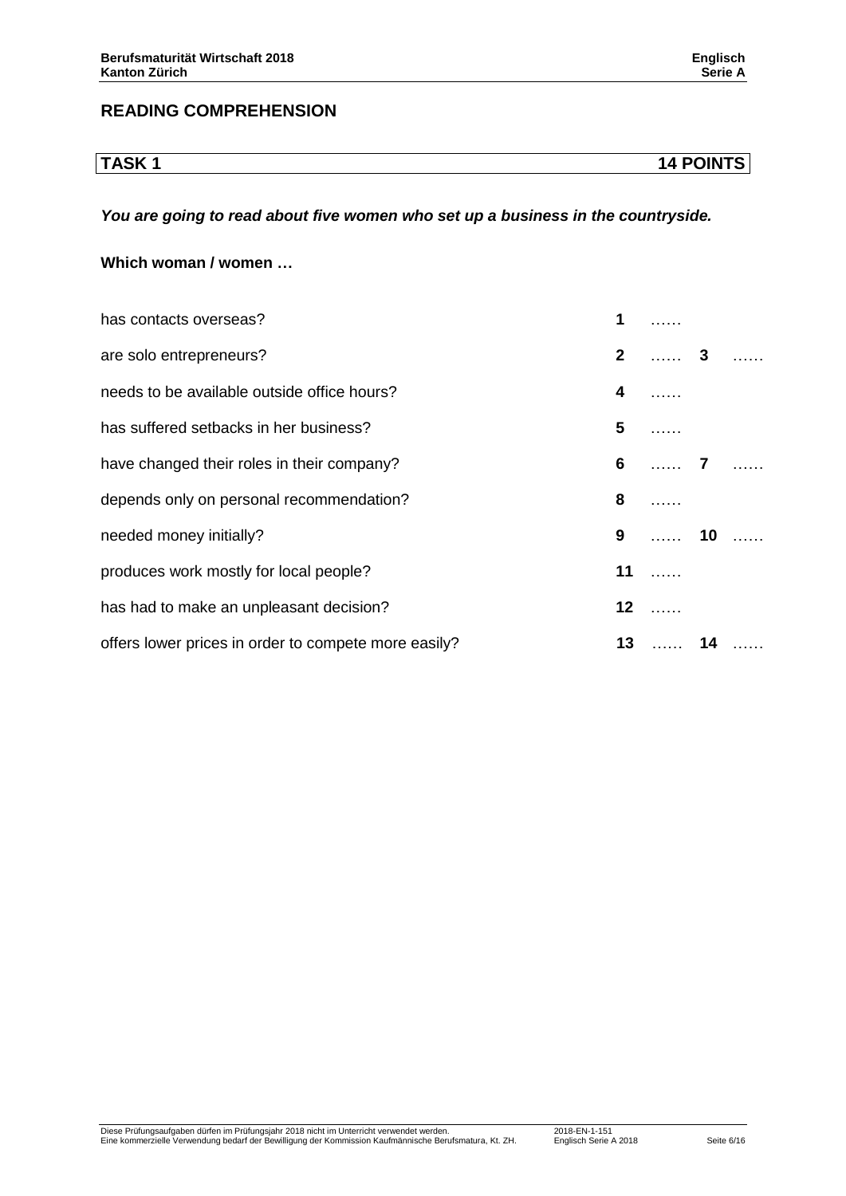## READING COMPREHENSION

| TASK 1 | 14 POINTS |
|---|---|

***You are going to read about five women who set up a business in the countryside.***

**Which woman / women …**

| | | | | |
|---|---|---|---|---|
| has contacts overseas? | **1** | …… | | |
| are solo entrepreneurs? | **2** | …… | **3** | …… |
| needs to be available outside office hours? | **4** | …… | | |
| has suffered setbacks in her business? | **5** | …… | | |
| have changed their roles in their company? | **6** | …… | **7** | …… |
| depends only on personal recommendation? | **8** | …… | | |
| needed money initially? | **9** | …… | **10** | …… |
| produces work mostly for local people? | **11** | …… | | |
| has had to make an unpleasant decision? | **12** | …… | | |
| offers lower prices in order to compete more easily? | **13** | …… | **14** | …… |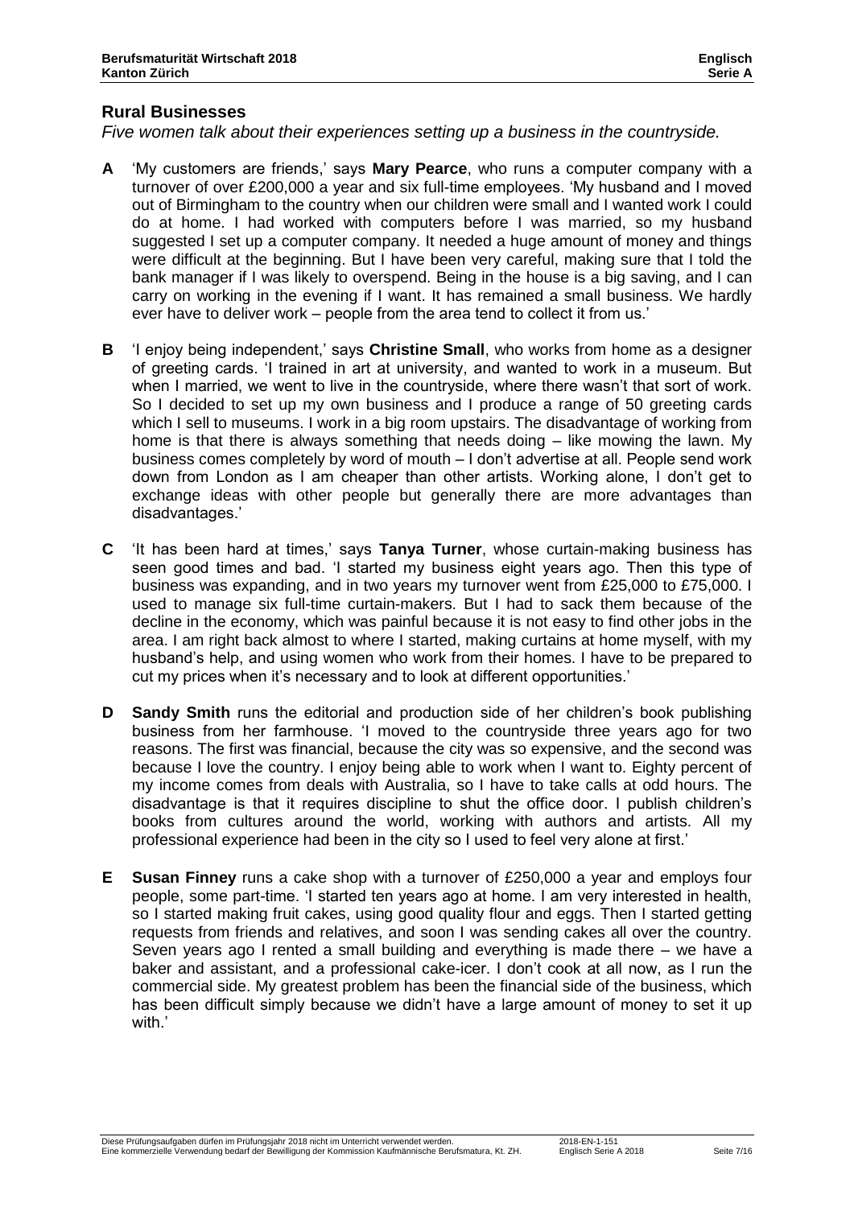## Rural Businesses

*Five women talk about their experiences setting up a business in the countryside.*

**A** 'My customers are friends,' says **Mary Pearce**, who runs a computer company with a turnover of over £200,000 a year and six full-time employees. 'My husband and I moved out of Birmingham to the country when our children were small and I wanted work I could do at home. I had worked with computers before I was married, so my husband suggested I set up a computer company. It needed a huge amount of money and things were difficult at the beginning. But I have been very careful, making sure that I told the bank manager if I was likely to overspend. Being in the house is a big saving, and I can carry on working in the evening if I want. It has remained a small business. We hardly ever have to deliver work – people from the area tend to collect it from us.'

**B** 'I enjoy being independent,' says **Christine Small**, who works from home as a designer of greeting cards. 'I trained in art at university, and wanted to work in a museum. But when I married, we went to live in the countryside, where there wasn't that sort of work. So I decided to set up my own business and I produce a range of 50 greeting cards which I sell to museums. I work in a big room upstairs. The disadvantage of working from home is that there is always something that needs doing – like mowing the lawn. My business comes completely by word of mouth – I don't advertise at all. People send work down from London as I am cheaper than other artists. Working alone, I don't get to exchange ideas with other people but generally there are more advantages than disadvantages.'

**C** 'It has been hard at times,' says **Tanya Turner**, whose curtain-making business has seen good times and bad. 'I started my business eight years ago. Then this type of business was expanding, and in two years my turnover went from £25,000 to £75,000. I used to manage six full-time curtain-makers. But I had to sack them because of the decline in the economy, which was painful because it is not easy to find other jobs in the area. I am right back almost to where I started, making curtains at home myself, with my husband's help, and using women who work from their homes. I have to be prepared to cut my prices when it's necessary and to look at different opportunities.'

**D** **Sandy Smith** runs the editorial and production side of her children's book publishing business from her farmhouse. 'I moved to the countryside three years ago for two reasons. The first was financial, because the city was so expensive, and the second was because I love the country. I enjoy being able to work when I want to. Eighty percent of my income comes from deals with Australia, so I have to take calls at odd hours. The disadvantage is that it requires discipline to shut the office door. I publish children's books from cultures around the world, working with authors and artists. All my professional experience had been in the city so I used to feel very alone at first.'

**E** **Susan Finney** runs a cake shop with a turnover of £250,000 a year and employs four people, some part-time. 'I started ten years ago at home. I am very interested in health, so I started making fruit cakes, using good quality flour and eggs. Then I started getting requests from friends and relatives, and soon I was sending cakes all over the country. Seven years ago I rented a small building and everything is made there – we have a baker and assistant, and a professional cake-icer. I don't cook at all now, as I run the commercial side. My greatest problem has been the financial side of the business, which has been difficult simply because we didn't have a large amount of money to set it up with.'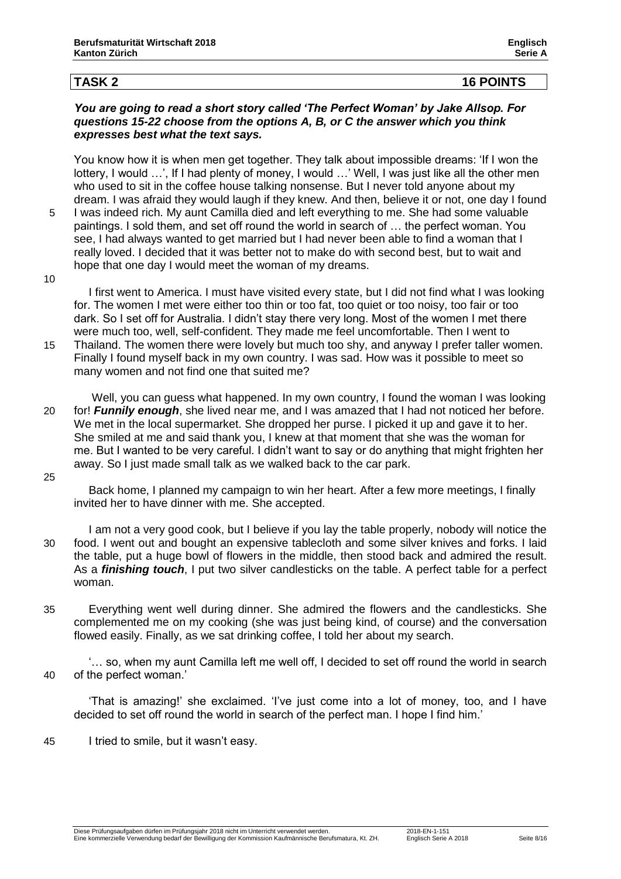## TASK 2 — 16 POINTS

***You are going to read a short story called 'The Perfect Woman' by Jake Allsop. For questions 15-22 choose from the options A, B, or C the answer which you think expresses best what the text says.***

You know how it is when men get together. They talk about impossible dreams: 'If I won the lottery, I would …', If I had plenty of money, I would …' Well, I was just like all the other men who used to sit in the coffee house talking nonsense. But I never told anyone about my dream. I was afraid they would laugh if they knew. And then, believe it or not, one day I found I was indeed rich. My aunt Camilla died and left everything to me. She had some valuable paintings. I sold them, and set off round the world in search of … the perfect woman. You see, I had always wanted to get married but I had never been able to find a woman that I really loved. I decided that it was better not to make do with second best, but to wait and hope that one day I would meet the woman of my dreams.

I first went to America. I must have visited every state, but I did not find what I was looking for. The women I met were either too thin or too fat, too quiet or too noisy, too fair or too dark. So I set off for Australia. I didn't stay there very long. Most of the women I met there were much too, well, self-confident. They made me feel uncomfortable. Then I went to Thailand. The women there were lovely but much too shy, and anyway I prefer taller women. Finally I found myself back in my own country. I was sad. How was it possible to meet so many women and not find one that suited me?

Well, you can guess what happened. In my own country, I found the woman I was looking for! ***Funnily enough***, she lived near me, and I was amazed that I had not noticed her before. We met in the local supermarket. She dropped her purse. I picked it up and gave it to her. She smiled at me and said thank you, I knew at that moment that she was the woman for me. But I wanted to be very careful. I didn't want to say or do anything that might frighten her away. So I just made small talk as we walked back to the car park.

Back home, I planned my campaign to win her heart. After a few more meetings, I finally invited her to have dinner with me. She accepted.

I am not a very good cook, but I believe if you lay the table properly, nobody will notice the food. I went out and bought an expensive tablecloth and some silver knives and forks. I laid the table, put a huge bowl of flowers in the middle, then stood back and admired the result. As a ***finishing touch***, I put two silver candlesticks on the table. A perfect table for a perfect woman.

Everything went well during dinner. She admired the flowers and the candlesticks. She complemented me on my cooking (she was just being kind, of course) and the conversation flowed easily. Finally, as we sat drinking coffee, I told her about my search.

'… so, when my aunt Camilla left me well off, I decided to set off round the world in search of the perfect woman.'

'That is amazing!' she exclaimed. 'I've just come into a lot of money, too, and I have decided to set off round the world in search of the perfect man. I hope I find him.'

I tried to smile, but it wasn't easy.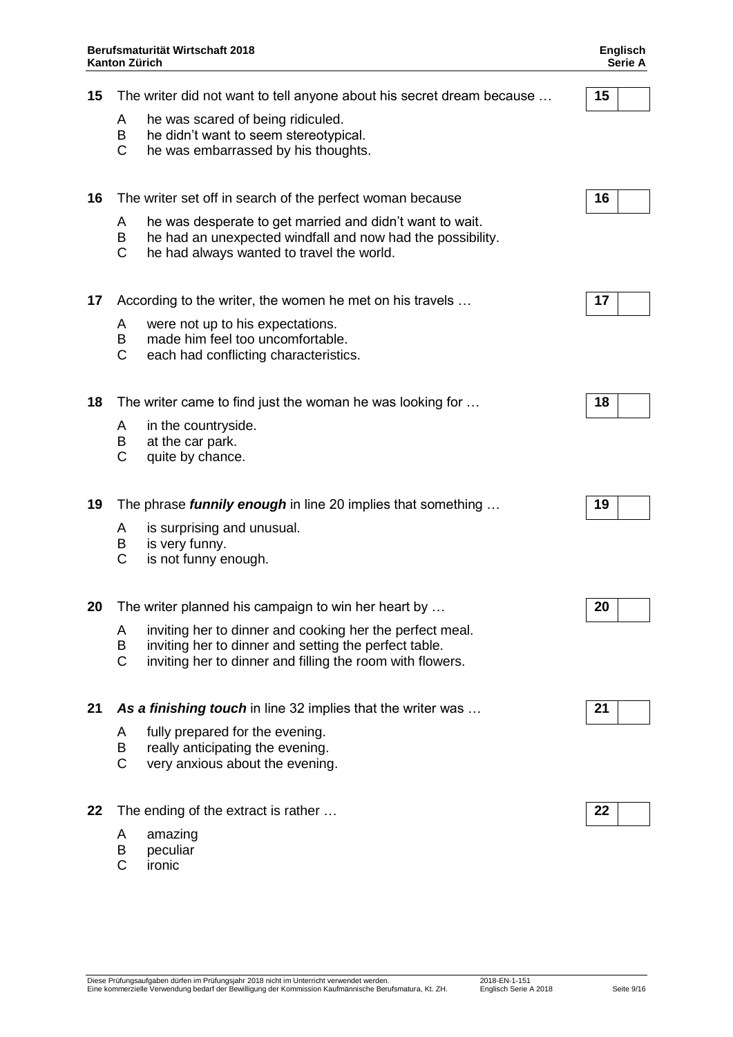**15** The writer did not want to tell anyone about his secret dream because …

A he was scared of being ridiculed.
B he didn't want to seem stereotypical.
C he was embarrassed by his thoughts.

| 15 | |
|---|---|

**16** The writer set off in search of the perfect woman because

A he was desperate to get married and didn't want to wait.
B he had an unexpected windfall and now had the possibility.
C he had always wanted to travel the world.

| 16 | |
|---|---|

**17** According to the writer, the women he met on his travels …

A were not up to his expectations.
B made him feel too uncomfortable.
C each had conflicting characteristics.

| 17 | |
|---|---|

**18** The writer came to find just the woman he was looking for …

A in the countryside.
B at the car park.
C quite by chance.

| 18 | |
|---|---|

**19** The phrase ***funnily enough*** in line 20 implies that something …

A is surprising and unusual.
B is very funny.
C is not funny enough.

| 19 | |
|---|---|

**20** The writer planned his campaign to win her heart by …

A inviting her to dinner and cooking her the perfect meal.
B inviting her to dinner and setting the perfect table.
C inviting her to dinner and filling the room with flowers.

| 20 | |
|---|---|

**21** ***As a finishing touch*** in line 32 implies that the writer was …

A fully prepared for the evening.
B really anticipating the evening.
C very anxious about the evening.

| 21 | |
|---|---|

**22** The ending of the extract is rather …

A amazing
B peculiar
C ironic

| 22 | |
|---|---|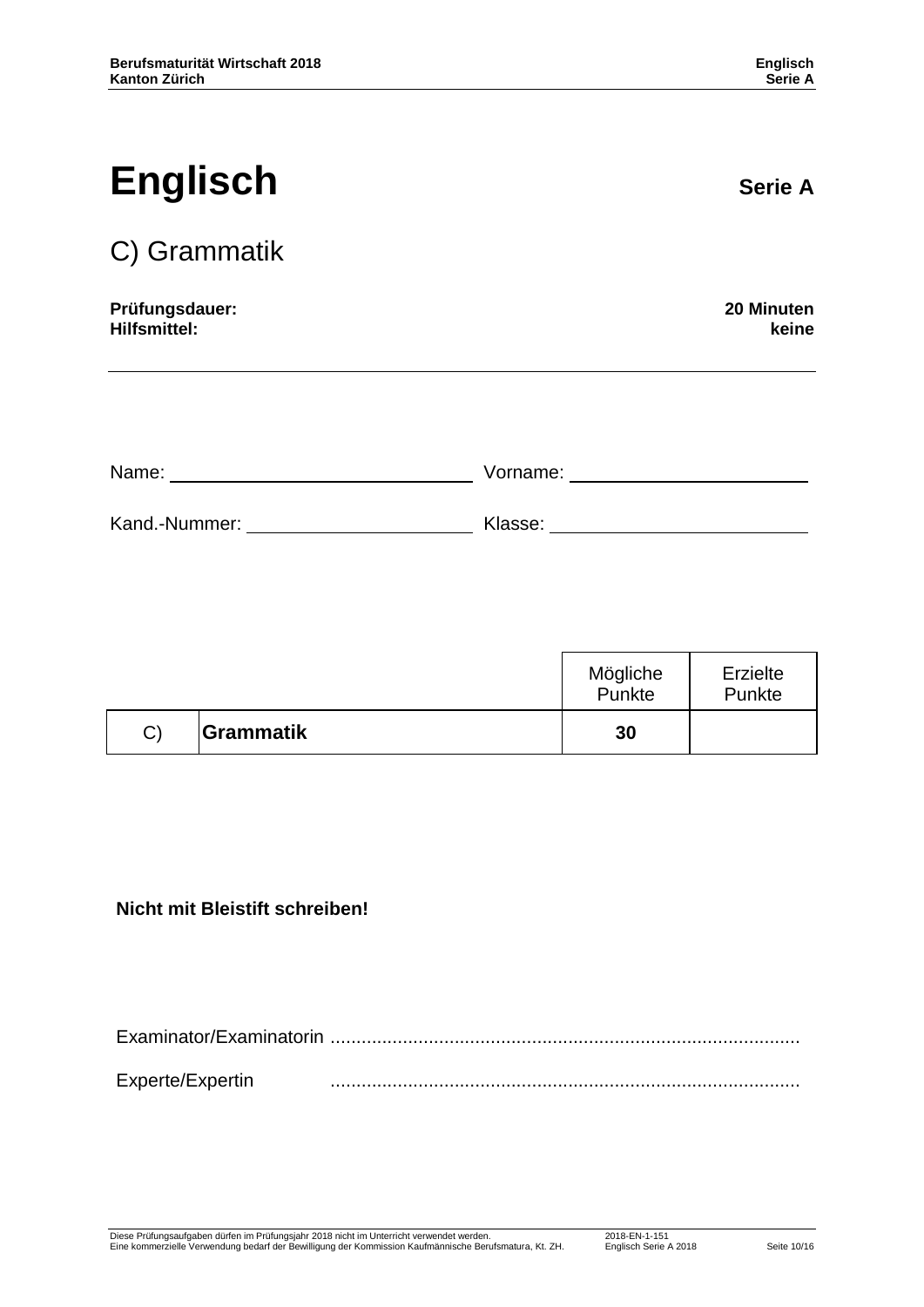# Englisch **Serie A**

## C) Grammatik

**Prüfungsdauer:** **20 Minuten**
**Hilfsmittel:** **keine**

---

Name: ______________________ Vorname: ______________________

Kand.-Nummer: ______________________ Klasse: ______________________

| | | Mögliche Punkte | Erzielte Punkte |
|---|---|---|---|
| C) | **Grammatik** | **30** | |

**Nicht mit Bleistift schreiben!**

Examinator/Examinatorin .........................................................................................

Experte/Expertin .........................................................................................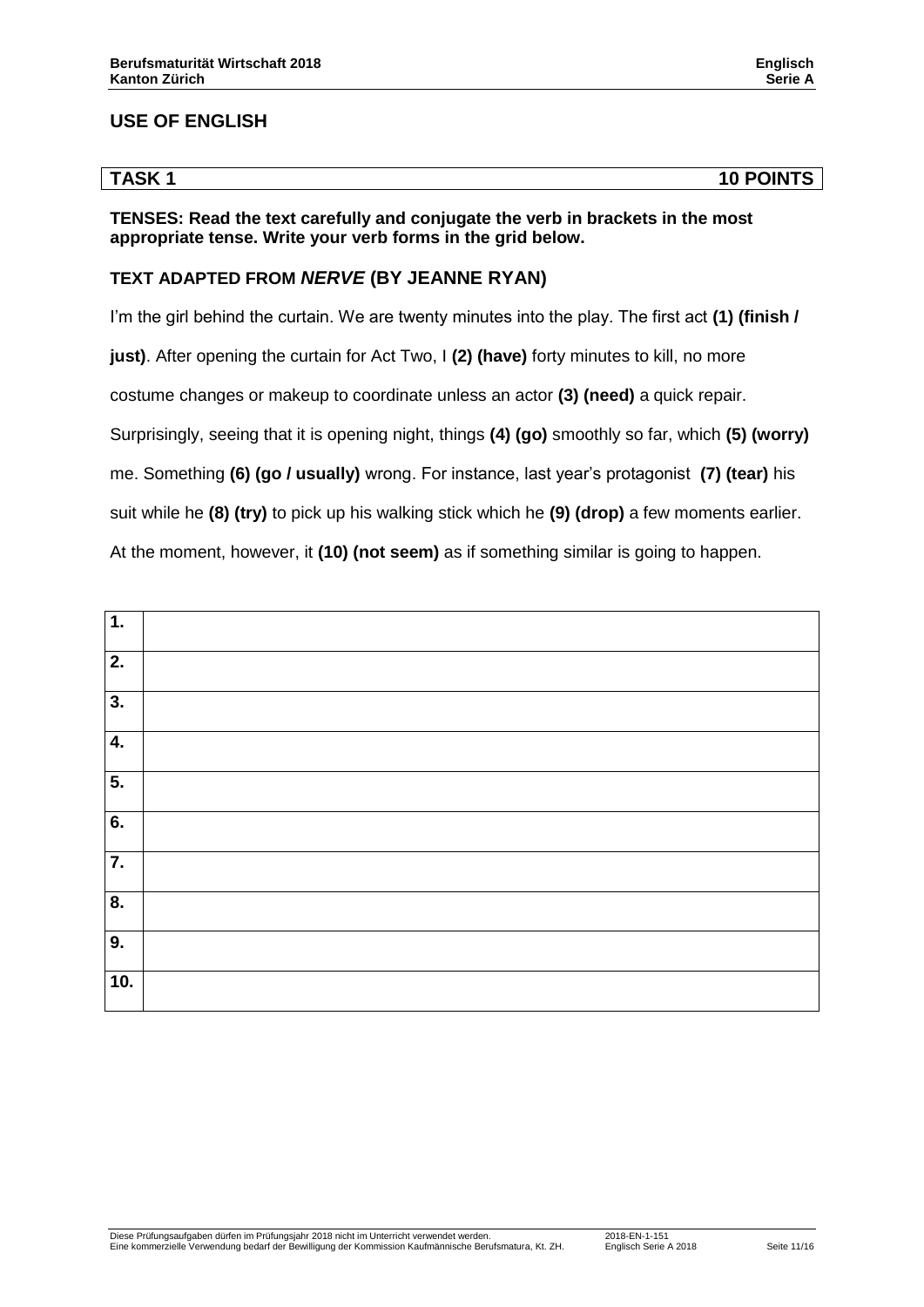## USE OF ENGLISH

| TASK 1 | 10 POINTS |
|---|---|

**TENSES: Read the text carefully and conjugate the verb in brackets in the most appropriate tense. Write your verb forms in the grid below.**

### TEXT ADAPTED FROM *NERVE* (BY JEANNE RYAN)

I'm the girl behind the curtain. We are twenty minutes into the play. The first act **(1) (finish / just)**. After opening the curtain for Act Two, I **(2) (have)** forty minutes to kill, no more costume changes or makeup to coordinate unless an actor **(3) (need)** a quick repair. Surprisingly, seeing that it is opening night, things **(4) (go)** smoothly so far, which **(5) (worry)** me. Something **(6) (go / usually)** wrong. For instance, last year's protagonist **(7) (tear)** his suit while he **(8) (try)** to pick up his walking stick which he **(9) (drop)** a few moments earlier. At the moment, however, it **(10) (not seem)** as if something similar is going to happen.

| | |
|---|---|
| **1.** | |
| **2.** | |
| **3.** | |
| **4.** | |
| **5.** | |
| **6.** | |
| **7.** | |
| **8.** | |
| **9.** | |
| **10.** | |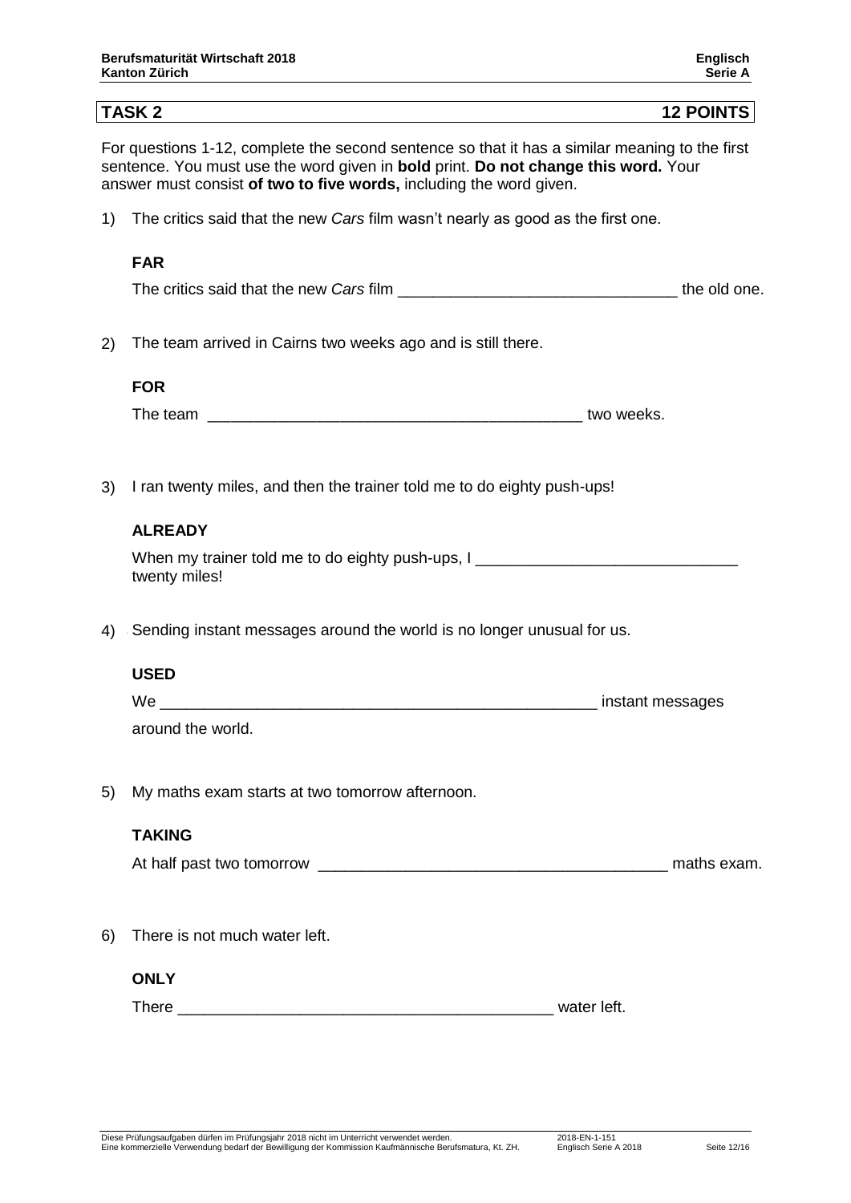## TASK 2 — 12 POINTS

For questions 1-12, complete the second sentence so that it has a similar meaning to the first sentence. You must use the word given in **bold** print. **Do not change this word.** Your answer must consist **of two to five words,** including the word given.

1) The critics said that the new *Cars* film wasn't nearly as good as the first one.

   **FAR**

   The critics said that the new *Cars* film ________________________________ the old one.

2) The team arrived in Cairns two weeks ago and is still there.

   **FOR**

   The team ____________________________________________ two weeks.

3) I ran twenty miles, and then the trainer told me to do eighty push-ups!

   **ALREADY**

   When my trainer told me to do eighty push-ups, I ______________________________ twenty miles!

4) Sending instant messages around the world is no longer unusual for us.

   **USED**

   We ____________________________________________________ instant messages around the world.

5) My maths exam starts at two tomorrow afternoon.

   **TAKING**

   At half past two tomorrow ________________________________________ maths exam.

6) There is not much water left.

   **ONLY**

   There ____________________________________________ water left.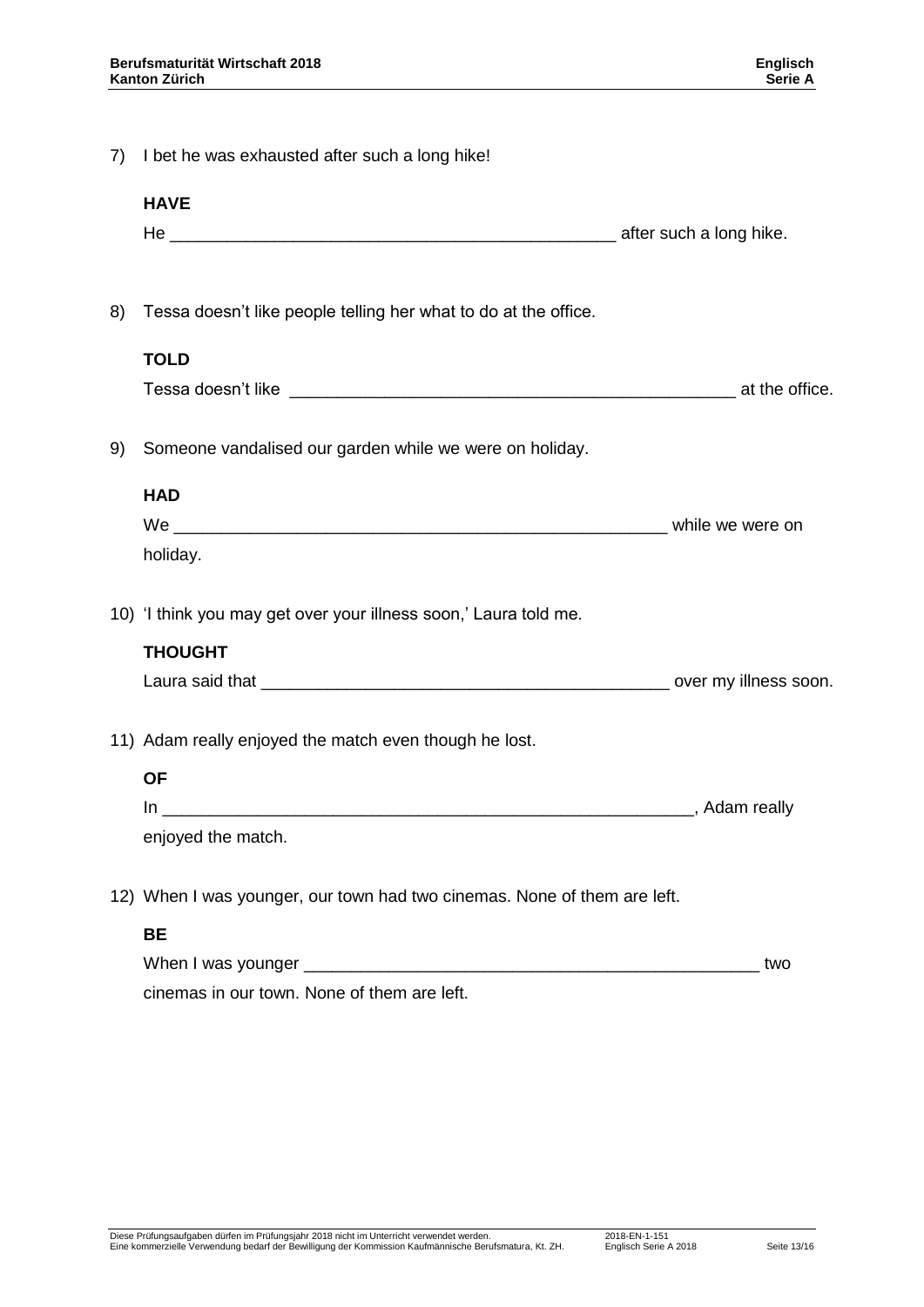7) I bet he was exhausted after such a long hike!

   **HAVE**

   He ________________________________________________ after such a long hike.

8) Tessa doesn't like people telling her what to do at the office.

   **TOLD**

   Tessa doesn't like ________________________________________________ at the office.

9) Someone vandalised our garden while we were on holiday.

   **HAD**

   We ____________________________________________________ while we were on holiday.

10) 'I think you may get over your illness soon,' Laura told me.

    **THOUGHT**

    Laura said that ___________________________________________ over my illness soon.

11) Adam really enjoyed the match even though he lost.

    **OF**

    In _________________________________________________________, Adam really enjoyed the match.

12) When I was younger, our town had two cinemas. None of them are left.

    **BE**

    When I was younger _________________________________________________ two cinemas in our town. None of them are left.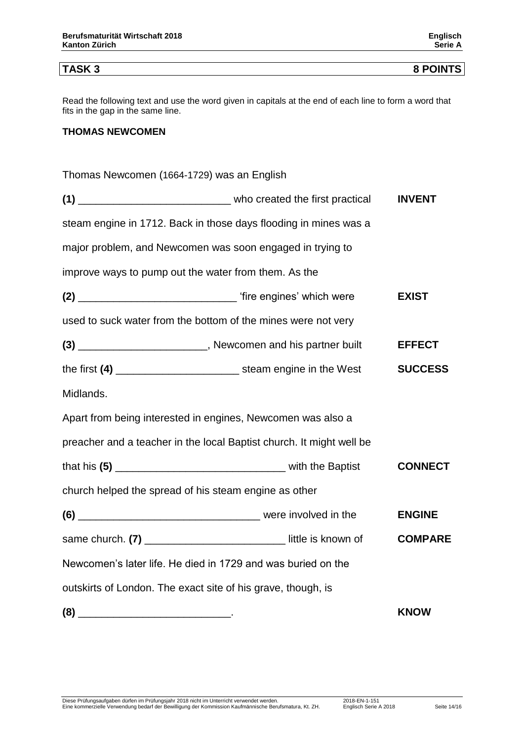## TASK 3 — 8 POINTS

Read the following text and use the word given in capitals at the end of each line to form a word that fits in the gap in the same line.

### THOMAS NEWCOMEN

Thomas Newcomen (1664-1729) was an English

**(1)** __________________________ who created the first practical **INVENT**

steam engine in 1712. Back in those days flooding in mines was a

major problem, and Newcomen was soon engaged in trying to

improve ways to pump out the water from them. As the

**(2)** ___________________________ 'fire engines' which were **EXIST**

used to suck water from the bottom of the mines were not very

**(3)** ______________________, Newcomen and his partner built **EFFECT**

the first **(4)** _____________________ steam engine in the West **SUCCESS**

Midlands.

Apart from being interested in engines, Newcomen was also a

preacher and a teacher in the local Baptist church. It might well be

that his **(5)** _____________________________ with the Baptist **CONNECT**

church helped the spread of his steam engine as other

**(6)** _______________________________ were involved in the **ENGINE**

same church. **(7)** ________________________ little is known of **COMPARE**

Newcomen's later life. He died in 1729 and was buried on the

outskirts of London. The exact site of his grave, though, is

**(8)** __________________________. **KNOW**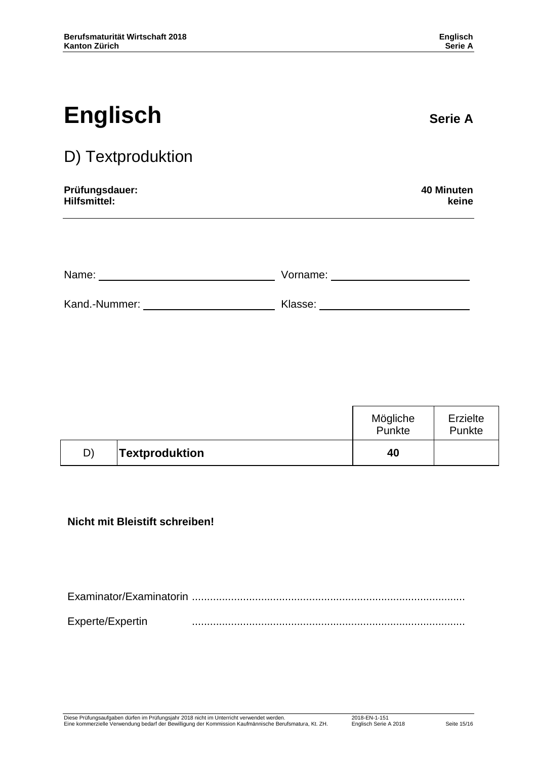# Englisch

**Serie A**

## D) Textproduktion

**Prüfungsdauer:** **40 Minuten**
**Hilfsmittel:** **keine**

Name: \_\_\_\_\_\_\_\_\_\_\_\_\_\_\_\_\_\_\_\_ Vorname: \_\_\_\_\_\_\_\_\_\_\_\_\_\_\_\_\_\_\_\_

Kand.-Nummer: \_\_\_\_\_\_\_\_\_\_\_\_\_\_\_\_\_\_\_\_ Klasse: \_\_\_\_\_\_\_\_\_\_\_\_\_\_\_\_\_\_\_\_

| | | Mögliche Punkte | Erzielte Punkte |
|---|---|---|---|
| D) | **Textproduktion** | **40** | |

**Nicht mit Bleistift schreiben!**

Examinator/Examinatorin ..........................................................................................

Experte/Expertin ..........................................................................................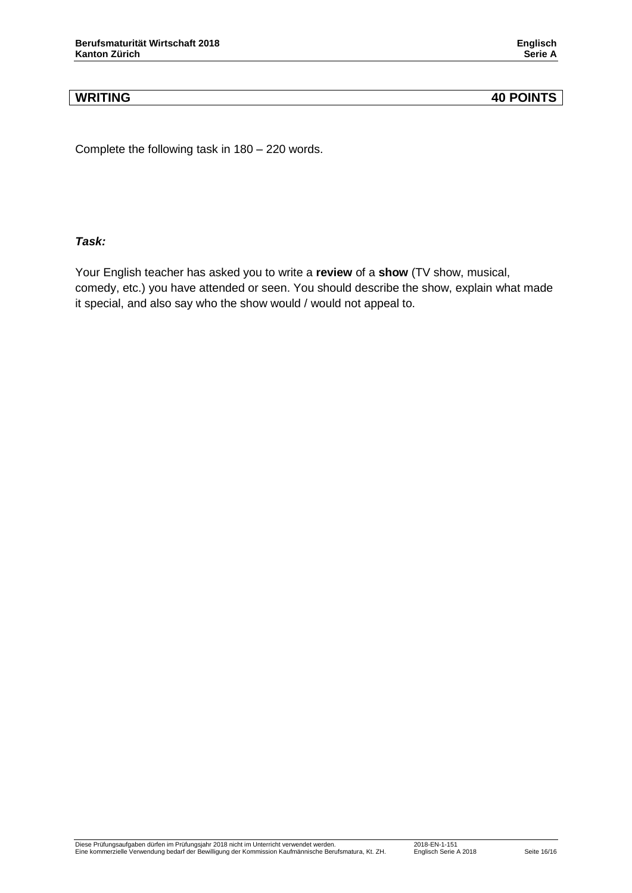## WRITING 40 POINTS

Complete the following task in 180 – 220 words.

***Task:***

Your English teacher has asked you to write a **review** of a **show** (TV show, musical, comedy, etc.) you have attended or seen. You should describe the show, explain what made it special, and also say who the show would / would not appeal to.